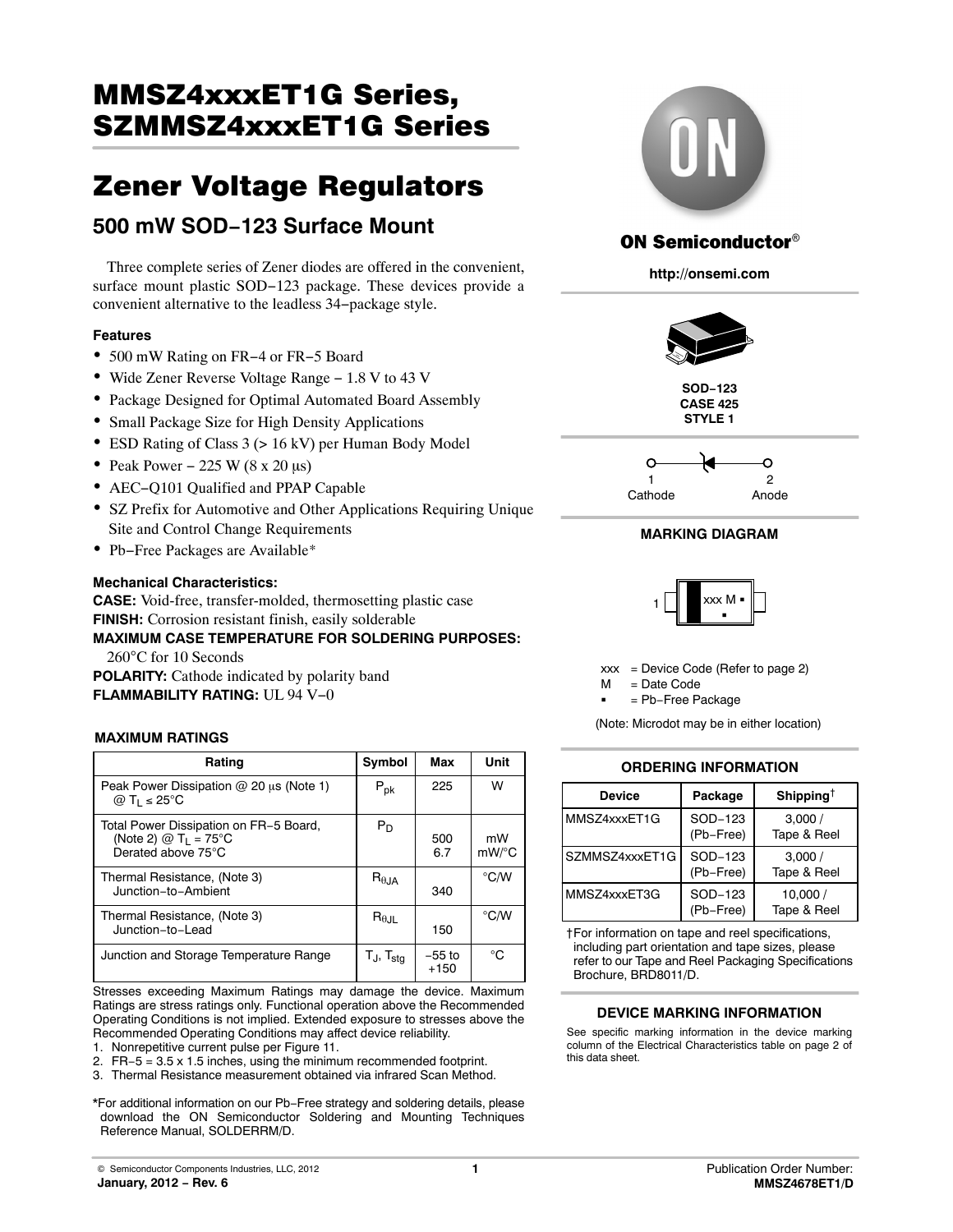# MMSZ4xxxET1G Series, SZMMSZ4xxxET1G Series

# Zener Voltage Regulators

## 500 mW SOD−123 Surface Mount

Three complete series of Zener diodes are offered in the convenient, surface mount plastic SOD−123 package. These devices provide a convenient alternative to the leadless 34−package style.

### Features

- 500 mW Rating on FR−4 or FR−5 Board
- Wide Zener Reverse Voltage Range − 1.8 V to 43 V
- Package Designed for Optimal Automated Board Assembly
- Small Package Size for High Density Applications
- ESD Rating of Class 3 (> 16 kV) per Human Body Model
- Peak Power − 225 W (8 x 20 μs)
- AEC−Q101 Qualified and PPAP Capable
- SZ Prefix for Automotive and Other Applications Requiring Unique Site and Control Change Requirements
- Pb−Free Packages are Available*

### Mechanical Characteristics:

**CASE:** Void-free, transfer-molded, thermosetting plastic case

**FINISH:** Corrosion resistant finish, easily solderable

**MAXIMUM CASE TEMPERATURE FOR SOLDERING PURPOSES:** 260°C for 10 Seconds

**POLARITY:** Cathode indicated by polarity band

**FLAMMABILITY RATING:** UL 94 V−0

### MAXIMUM RATINGS

| Rating | Symbol | Max | Unit |
|---|---|---|---|
| Peak Power Dissipation @ 20 μs (Note 1) @ $T_L \leq 25°C$ | $P_{pk}$ | 225 | W |
| Total Power Dissipation on FR−5 Board, (Note 2) @ $T_L = 75°C$ Derated above 75°C | $P_D$ | 500<br>6.7 | mW<br>mW/°C |
| Thermal Resistance, (Note 3) Junction−to−Ambient | $R_{\theta JA}$ | 340 | °C/W |
| Thermal Resistance, (Note 3) Junction−to−Lead | $R_{\theta JL}$ | 150 | °C/W |
| Junction and Storage Temperature Range | $T_J$, $T_{stg}$ | −55 to +150 | °C |

Stresses exceeding Maximum Ratings may damage the device. Maximum Ratings are stress ratings only. Functional operation above the Recommended Operating Conditions is not implied. Extended exposure to stresses above the Recommended Operating Conditions may affect device reliability.

1. Nonrepetitive current pulse per Figure 11.
2. FR−5 = 3.5 x 1.5 inches, using the minimum recommended footprint.
3. Thermal Resistance measurement obtained via infrared Scan Method.

*For additional information on our Pb−Free strategy and soldering details, please download the ON Semiconductor Soldering and Mounting Techniques Reference Manual, SOLDERRM/D.

**ON Semiconductor®**

**http://onsemi.com**

**SOD−123**
**CASE 425**
**STYLE 1**

1 Cathode — 2 Anode

### MARKING DIAGRAM

xxx M ▪

xxx = Device Code (Refer to page 2)
M = Date Code
▪ = Pb−Free Package

(Note: Microdot may be in either location)

### ORDERING INFORMATION

| Device | Package | Shipping† |
|---|---|---|
| MMSZ4xxxET1G | SOD−123 (Pb−Free) | 3,000 / Tape & Reel |
| SZMMSZ4xxxET1G | SOD−123 (Pb−Free) | 3,000 / Tape & Reel |
| MMSZ4xxxET3G | SOD−123 (Pb−Free) | 10,000 / Tape & Reel |

†For information on tape and reel specifications, including part orientation and tape sizes, please refer to our Tape and Reel Packaging Specifications Brochure, BRD8011/D.

### DEVICE MARKING INFORMATION

See specific marking information in the device marking column of the Electrical Characteristics table on page 2 of this data sheet.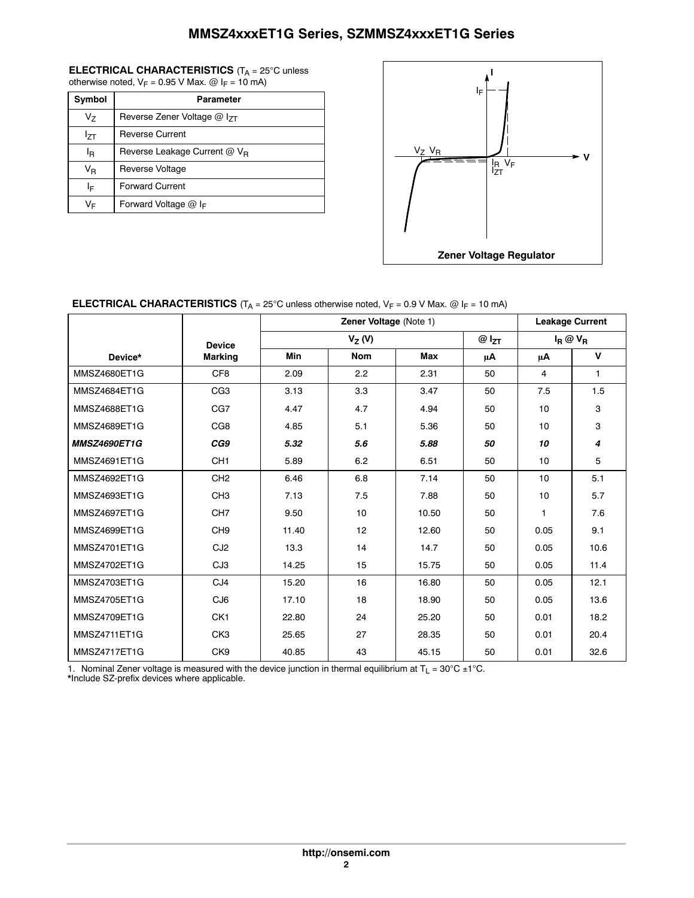**ELECTRICAL CHARACTERISTICS** ($T_A$ = 25°C unless otherwise noted, $V_F$ = 0.95 V Max. @ $I_F$ = 10 mA)

| Symbol | Parameter |
|---|---|
| $V_Z$ | Reverse Zener Voltage @ $I_{ZT}$ |
| $I_{ZT}$ | Reverse Current |
| $I_R$ | Reverse Leakage Current @ $V_R$ |
| $V_R$ | Reverse Voltage |
| $I_F$ | Forward Current |
| $V_F$ | Forward Voltage @ $I_F$ |

Zener Voltage Regulator

**ELECTRICAL CHARACTERISTICS** ($T_A$ = 25°C unless otherwise noted, $V_F$ = 0.9 V Max. @ $I_F$ = 10 mA)

| Device* | Device Marking | Zener Voltage (Note 1) | | | | Leakage Current | |
|---|---|---|---|---|---|---|---|
| | | $V_Z$ (V) | | | @ $I_{ZT}$ | $I_R$ @ $V_R$ | |
| | | Min | Nom | Max | μA | μA | V |
| MMSZ4680ET1G | CF8 | 2.09 | 2.2 | 2.31 | 50 | 4 | 1 |
| MMSZ4684ET1G | CG3 | 3.13 | 3.3 | 3.47 | 50 | 7.5 | 1.5 |
| MMSZ4688ET1G | CG7 | 4.47 | 4.7 | 4.94 | 50 | 10 | 3 |
| MMSZ4689ET1G | CG8 | 4.85 | 5.1 | 5.36 | 50 | 10 | 3 |
| ***MMSZ4690ET1G*** | ***CG9*** | ***5.32*** | ***5.6*** | ***5.88*** | ***50*** | ***10*** | ***4*** |
| MMSZ4691ET1G | CH1 | 5.89 | 6.2 | 6.51 | 50 | 10 | 5 |
| MMSZ4692ET1G | CH2 | 6.46 | 6.8 | 7.14 | 50 | 10 | 5.1 |
| MMSZ4693ET1G | CH3 | 7.13 | 7.5 | 7.88 | 50 | 10 | 5.7 |
| MMSZ4697ET1G | CH7 | 9.50 | 10 | 10.50 | 50 | 1 | 7.6 |
| MMSZ4699ET1G | CH9 | 11.40 | 12 | 12.60 | 50 | 0.05 | 9.1 |
| MMSZ4701ET1G | CJ2 | 13.3 | 14 | 14.7 | 50 | 0.05 | 10.6 |
| MMSZ4702ET1G | CJ3 | 14.25 | 15 | 15.75 | 50 | 0.05 | 11.4 |
| MMSZ4703ET1G | CJ4 | 15.20 | 16 | 16.80 | 50 | 0.05 | 12.1 |
| MMSZ4705ET1G | CJ6 | 17.10 | 18 | 18.90 | 50 | 0.05 | 13.6 |
| MMSZ4709ET1G | CK1 | 22.80 | 24 | 25.20 | 50 | 0.01 | 18.2 |
| MMSZ4711ET1G | CK3 | 25.65 | 27 | 28.35 | 50 | 0.01 | 20.4 |
| MMSZ4717ET1G | CK9 | 40.85 | 43 | 45.15 | 50 | 0.01 | 32.6 |

1. Nominal Zener voltage is measured with the device junction in thermal equilibrium at $T_L$ = 30°C ±1°C.

*Include SZ-prefix devices where applicable.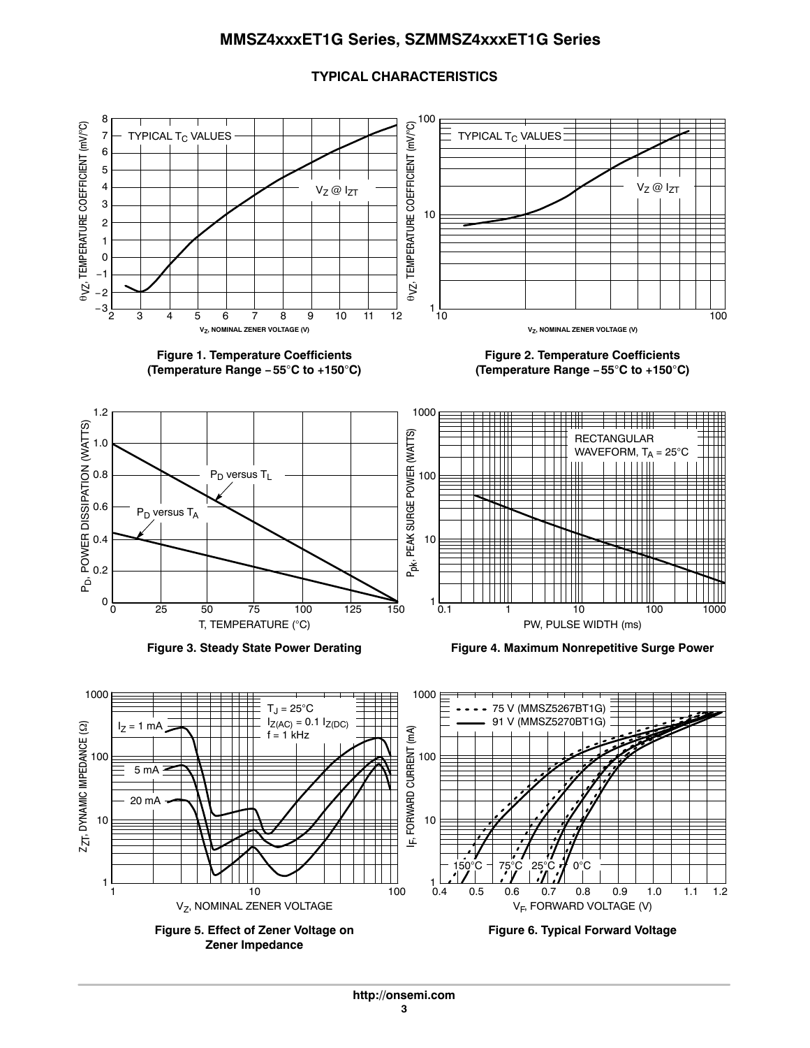## TYPICAL CHARACTERISTICS

TYPICAL $T_C$ VALUES

$V_Z$ @ $I_{ZT}$

$\theta_{VZ}$, TEMPERATURE COEFFICIENT (mV/°C)

$V_Z$, NOMINAL ZENER VOLTAGE (V)

**Figure 1. Temperature Coefficients (Temperature Range −55°C to +150°C)**

TYPICAL $T_C$ VALUES

$V_Z$ @ $I_{ZT}$

$\theta_{VZ}$, TEMPERATURE COEFFICIENT (mV/°C)

$V_Z$, NOMINAL ZENER VOLTAGE (V)

**Figure 2. Temperature Coefficients (Temperature Range −55°C to +150°C)**

$P_D$, POWER DISSIPATION (WATTS)

$P_D$ versus $T_L$

$P_D$ versus $T_A$

T, TEMPERATURE (°C)

**Figure 3. Steady State Power Derating**

$P_{pk}$, PEAK SURGE POWER (WATTS)

RECTANGULAR WAVEFORM, $T_A$ = 25°C

PW, PULSE WIDTH (ms)

**Figure 4. Maximum Nonrepetitive Surge Power**

$Z_{ZT}$, DYNAMIC IMPEDANCE (Ω)

$T_J$ = 25°C
$I_{Z(AC)}$ = 0.1 $I_{Z(DC)}$
f = 1 kHz

$I_Z$ = 1 mA

5 mA

20 mA

$V_Z$, NOMINAL ZENER VOLTAGE

**Figure 5. Effect of Zener Voltage on Zener Impedance**

$I_F$, FORWARD CURRENT (mA)

75 V (MMSZ5267BT1G)
91 V (MMSZ5270BT1G)

150°C 75°C 25°C 0°C

$V_F$, FORWARD VOLTAGE (V)

**Figure 6. Typical Forward Voltage**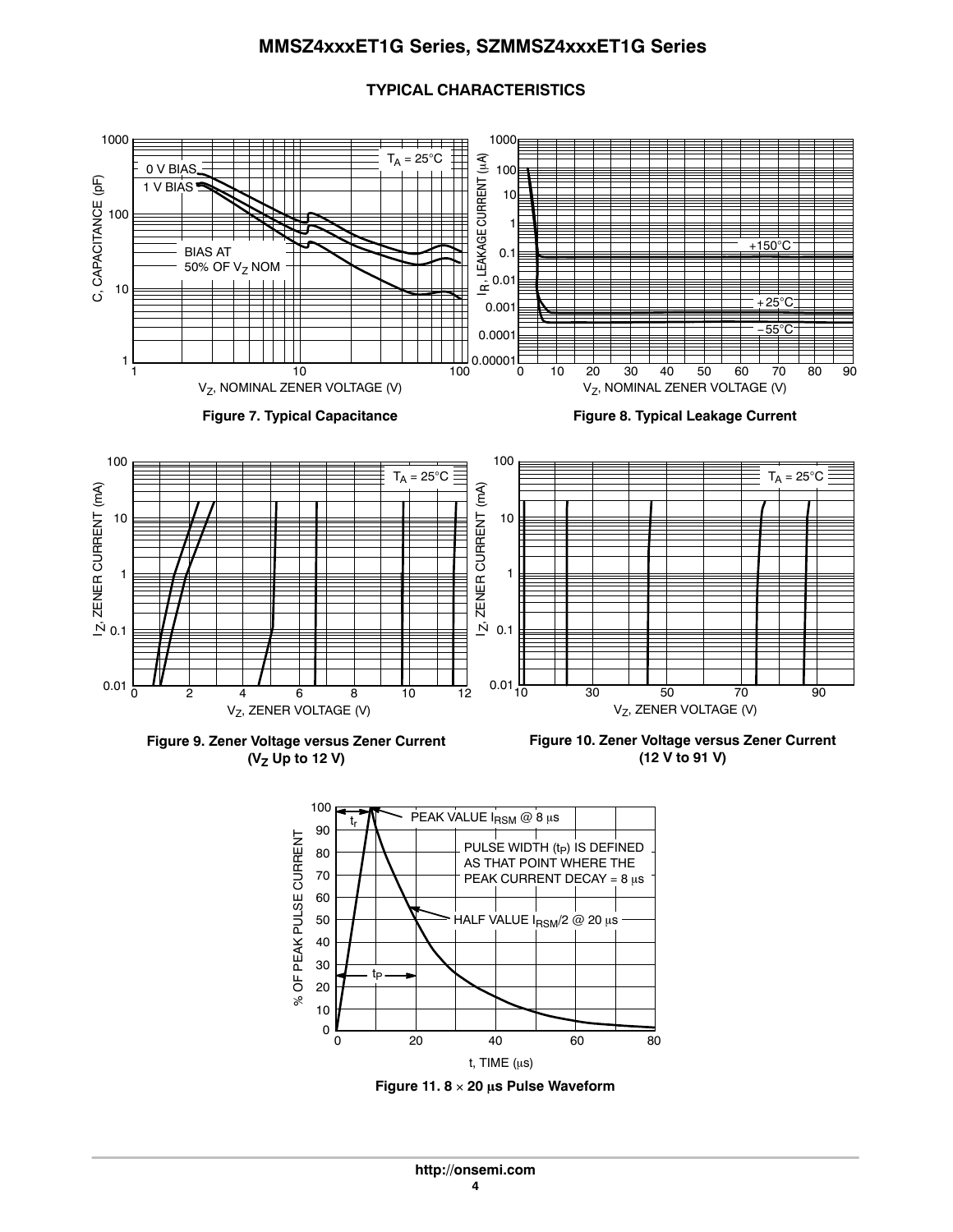## TYPICAL CHARACTERISTICS

Figure 7. Typical Capacitance

Figure 8. Typical Leakage Current

Figure 9. Zener Voltage versus Zener Current ($V_Z$ Up to 12 V)

Figure 10. Zener Voltage versus Zener Current (12 V to 91 V)

Figure 11. 8 × 20 μs Pulse Waveform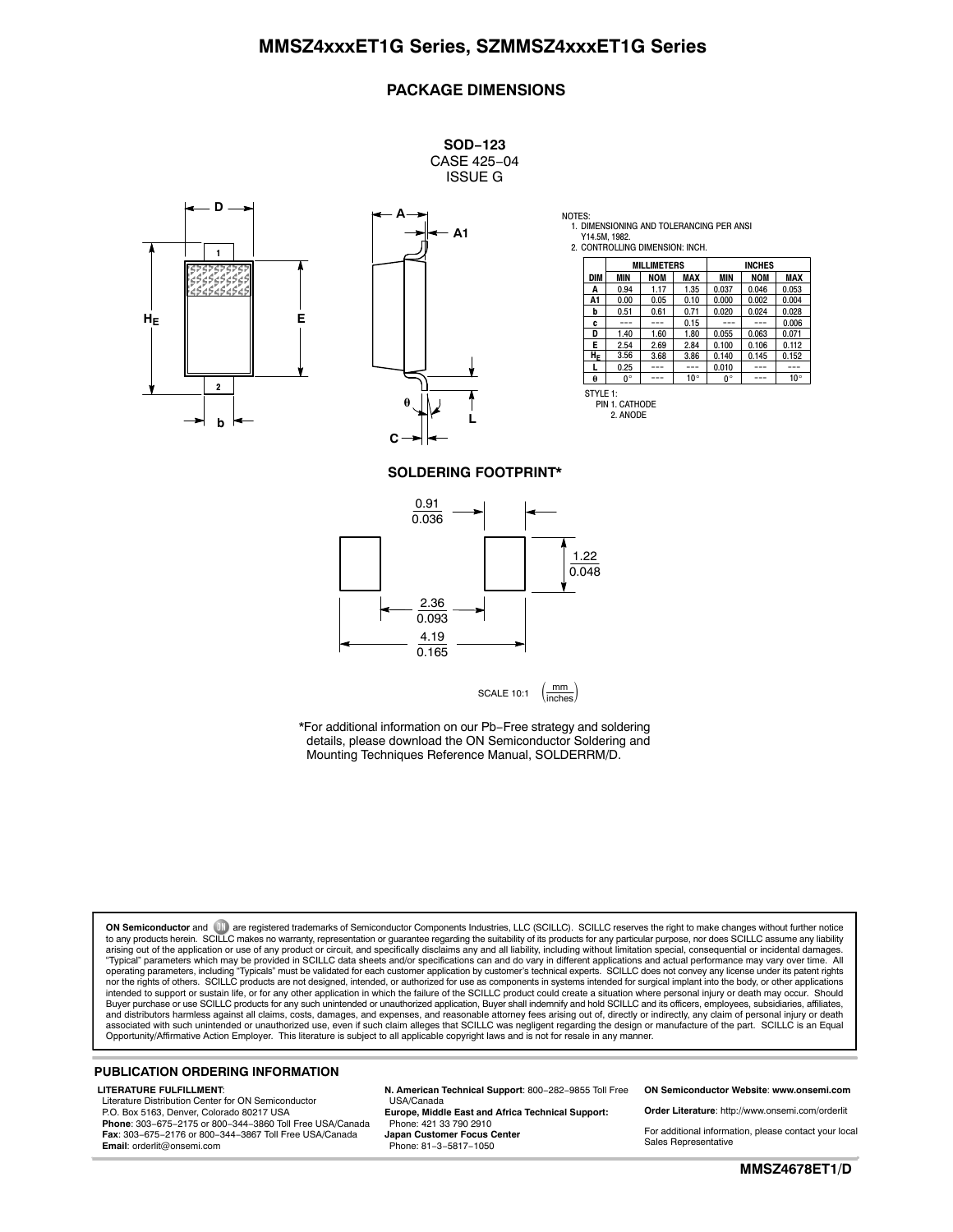## PACKAGE DIMENSIONS

**SOD−123**
CASE 425−04
ISSUE G

D
A
A1
$H_E$
E
b
θ
L
C
1
2

NOTES:
1. DIMENSIONING AND TOLERANCING PER ANSI Y14.5M, 1982.
2. CONTROLLING DIMENSION: INCH.

| | MILLIMETERS | | | INCHES | | |
|---|---|---|---|---|---|---|
| DIM | MIN | NOM | MAX | MIN | NOM | MAX |
| A | 0.94 | 1.17 | 1.35 | 0.037 | 0.046 | 0.053 |
| A1 | 0.00 | 0.05 | 0.10 | 0.000 | 0.002 | 0.004 |
| b | 0.51 | 0.61 | 0.71 | 0.020 | 0.024 | 0.028 |
| c | --- | --- | 0.15 | --- | --- | 0.006 |
| D | 1.40 | 1.60 | 1.80 | 0.055 | 0.063 | 0.071 |
| E | 2.54 | 2.69 | 2.84 | 0.100 | 0.106 | 0.112 |
| $H_E$ | 3.56 | 3.68 | 3.86 | 0.140 | 0.145 | 0.152 |
| L | 0.25 | --- | --- | 0.010 | --- | --- |
| θ | 0° | --- | 10° | 0° | --- | 10° |

STYLE 1:
PIN 1. CATHODE
2. ANODE

### SOLDERING FOOTPRINT*

0.91
0.036

1.22
0.048

2.36
0.093

4.19
0.165

SCALE 10:1 (mm / inches)

*For additional information on our Pb−Free strategy and soldering details, please download the ON Semiconductor Soldering and Mounting Techniques Reference Manual, SOLDERRM/D.

**ON Semiconductor** and are registered trademarks of Semiconductor Components Industries, LLC (SCILLC). SCILLC reserves the right to make changes without further notice to any products herein. SCILLC makes no warranty, representation or guarantee regarding the suitability of its products for any particular purpose, nor does SCILLC assume any liability arising out of the application or use of any product or circuit, and specifically disclaims any and all liability, including without limitation special, consequential or incidental damages. "Typical" parameters which may be provided in SCILLC data sheets and/or specifications can and do vary in different applications and actual performance may vary over time. All operating parameters, including "Typicals" must be validated for each customer application by customer's technical experts. SCILLC does not convey any license under its patent rights nor the rights of others. SCILLC products are not designed, intended, or authorized for use as components in systems intended for surgical implant into the body, or other applications intended to support or sustain life, or for any other application in which the failure of the SCILLC product could create a situation where personal injury or death may occur. Should Buyer purchase or use SCILLC products for any such unintended or unauthorized application, Buyer shall indemnify and hold SCILLC and its officers, employees, subsidiaries, affiliates, and distributors harmless against all claims, costs, damages, and expenses, and reasonable attorney fees arising out of, directly or indirectly, any claim of personal injury or death associated with such unintended or unauthorized use, even if such claim alleges that SCILLC was negligent regarding the design or manufacture of the part. SCILLC is an Equal Opportunity/Affirmative Action Employer. This literature is subject to all applicable copyright laws and is not for resale in any manner.

### PUBLICATION ORDERING INFORMATION

**LITERATURE FULFILLMENT**:
Literature Distribution Center for ON Semiconductor
P.O. Box 5163, Denver, Colorado 80217 USA
**Phone**: 303−675−2175 or 800−344−3860 Toll Free USA/Canada
**Fax**: 303−675−2176 or 800−344−3867 Toll Free USA/Canada
**Email**: orderlit@onsemi.com

**N. American Technical Support**: 800−282−9855 Toll Free USA/Canada
**Europe, Middle East and Africa Technical Support:**
Phone: 421 33 790 2910
**Japan Customer Focus Center**
Phone: 81−3−5817−1050

**ON Semiconductor Website**: **www.onsemi.com**

**Order Literature**: http://www.onsemi.com/orderlit

For additional information, please contact your local Sales Representative

**MMSZ4678ET1/D**